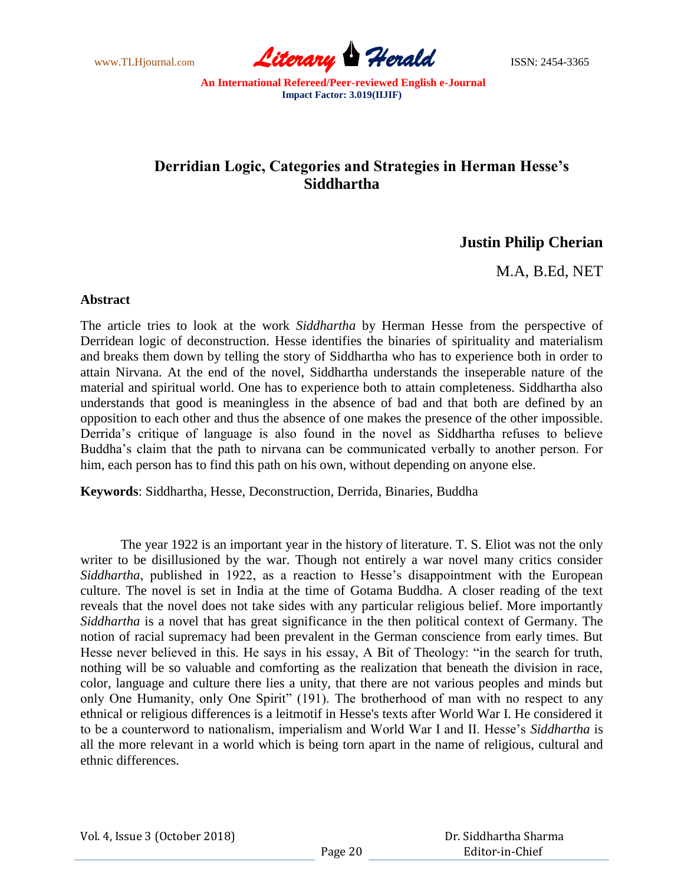# Derridian Logic, Categories and Strategies in Herman Hesse's Siddhartha

**Justin Philip Cherian**

M.A, B.Ed, NET

## Abstract

The article tries to look at the work *Siddhartha* by Herman Hesse from the perspective of Derridean logic of deconstruction. Hesse identifies the binaries of spirituality and materialism and breaks them down by telling the story of Siddhartha who has to experience both in order to attain Nirvana. At the end of the novel, Siddhartha understands the inseperable nature of the material and spiritual world. One has to experience both to attain completeness. Siddhartha also understands that good is meaningless in the absence of bad and that both are defined by an opposition to each other and thus the absence of one makes the presence of the other impossible. Derrida's critique of language is also found in the novel as Siddhartha refuses to believe Buddha's claim that the path to nirvana can be communicated verbally to another person. For him, each person has to find this path on his own, without depending on anyone else.

**Keywords**: Siddhartha, Hesse, Deconstruction, Derrida, Binaries, Buddha

The year 1922 is an important year in the history of literature. T. S. Eliot was not the only writer to be disillusioned by the war. Though not entirely a war novel many critics consider *Siddhartha*, published in 1922, as a reaction to Hesse's disappointment with the European culture. The novel is set in India at the time of Gotama Buddha. A closer reading of the text reveals that the novel does not take sides with any particular religious belief. More importantly *Siddhartha* is a novel that has great significance in the then political context of Germany. The notion of racial supremacy had been prevalent in the German conscience from early times. But Hesse never believed in this. He says in his essay, A Bit of Theology: "in the search for truth, nothing will be so valuable and comforting as the realization that beneath the division in race, color, language and culture there lies a unity, that there are not various peoples and minds but only One Humanity, only One Spirit" (191). The brotherhood of man with no respect to any ethnical or religious differences is a leitmotif in Hesse's texts after World War I. He considered it to be a counterword to nationalism, imperialism and World War I and II. Hesse's *Siddhartha* is all the more relevant in a world which is being torn apart in the name of religious, cultural and ethnic differences.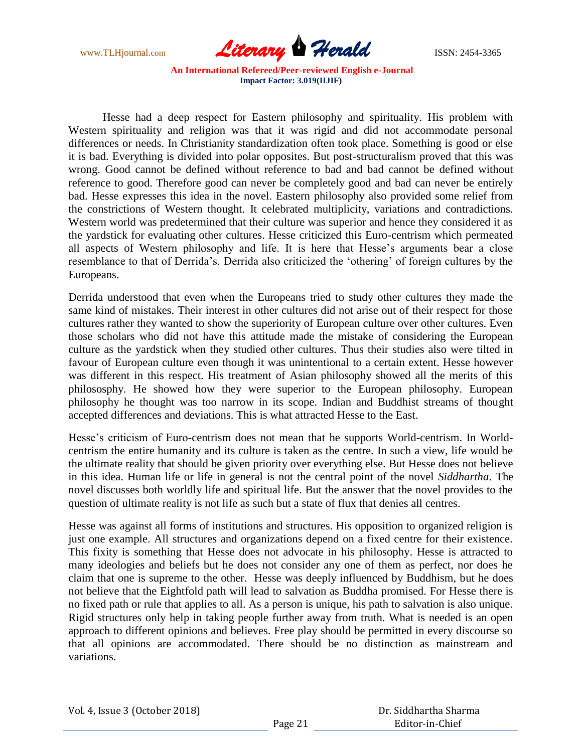Hesse had a deep respect for Eastern philosophy and spirituality. His problem with Western spirituality and religion was that it was rigid and did not accommodate personal differences or needs. In Christianity standardization often took place. Something is good or else it is bad. Everything is divided into polar opposites. But post-structuralism proved that this was wrong. Good cannot be defined without reference to bad and bad cannot be defined without reference to good. Therefore good can never be completely good and bad can never be entirely bad. Hesse expresses this idea in the novel. Eastern philosophy also provided some relief from the constrictions of Western thought. It celebrated multiplicity, variations and contradictions. Western world was predetermined that their culture was superior and hence they considered it as the yardstick for evaluating other cultures. Hesse criticized this Euro-centrism which permeated all aspects of Western philosophy and life. It is here that Hesse's arguments bear a close resemblance to that of Derrida's. Derrida also criticized the 'othering' of foreign cultures by the Europeans.

Derrida understood that even when the Europeans tried to study other cultures they made the same kind of mistakes. Their interest in other cultures did not arise out of their respect for those cultures rather they wanted to show the superiority of European culture over other cultures. Even those scholars who did not have this attitude made the mistake of considering the European culture as the yardstick when they studied other cultures. Thus their studies also were tilted in favour of European culture even though it was unintentional to a certain extent. Hesse however was different in this respect. His treatment of Asian philosophy showed all the merits of this philososphy. He showed how they were superior to the European philosophy. European philosophy he thought was too narrow in its scope. Indian and Buddhist streams of thought accepted differences and deviations. This is what attracted Hesse to the East.

Hesse's criticism of Euro-centrism does not mean that he supports World-centrism. In World-centrism the entire humanity and its culture is taken as the centre. In such a view, life would be the ultimate reality that should be given priority over everything else. But Hesse does not believe in this idea. Human life or life in general is not the central point of the novel *Siddhartha*. The novel discusses both worldly life and spiritual life. But the answer that the novel provides to the question of ultimate reality is not life as such but a state of flux that denies all centres.

Hesse was against all forms of institutions and structures. His opposition to organized religion is just one example. All structures and organizations depend on a fixed centre for their existence. This fixity is something that Hesse does not advocate in his philosophy. Hesse is attracted to many ideologies and beliefs but he does not consider any one of them as perfect, nor does he claim that one is supreme to the other. Hesse was deeply influenced by Buddhism, but he does not believe that the Eightfold path will lead to salvation as Buddha promised. For Hesse there is no fixed path or rule that applies to all. As a person is unique, his path to salvation is also unique. Rigid structures only help in taking people further away from truth. What is needed is an open approach to different opinions and believes. Free play should be permitted in every discourse so that all opinions are accommodated. There should be no distinction as mainstream and variations.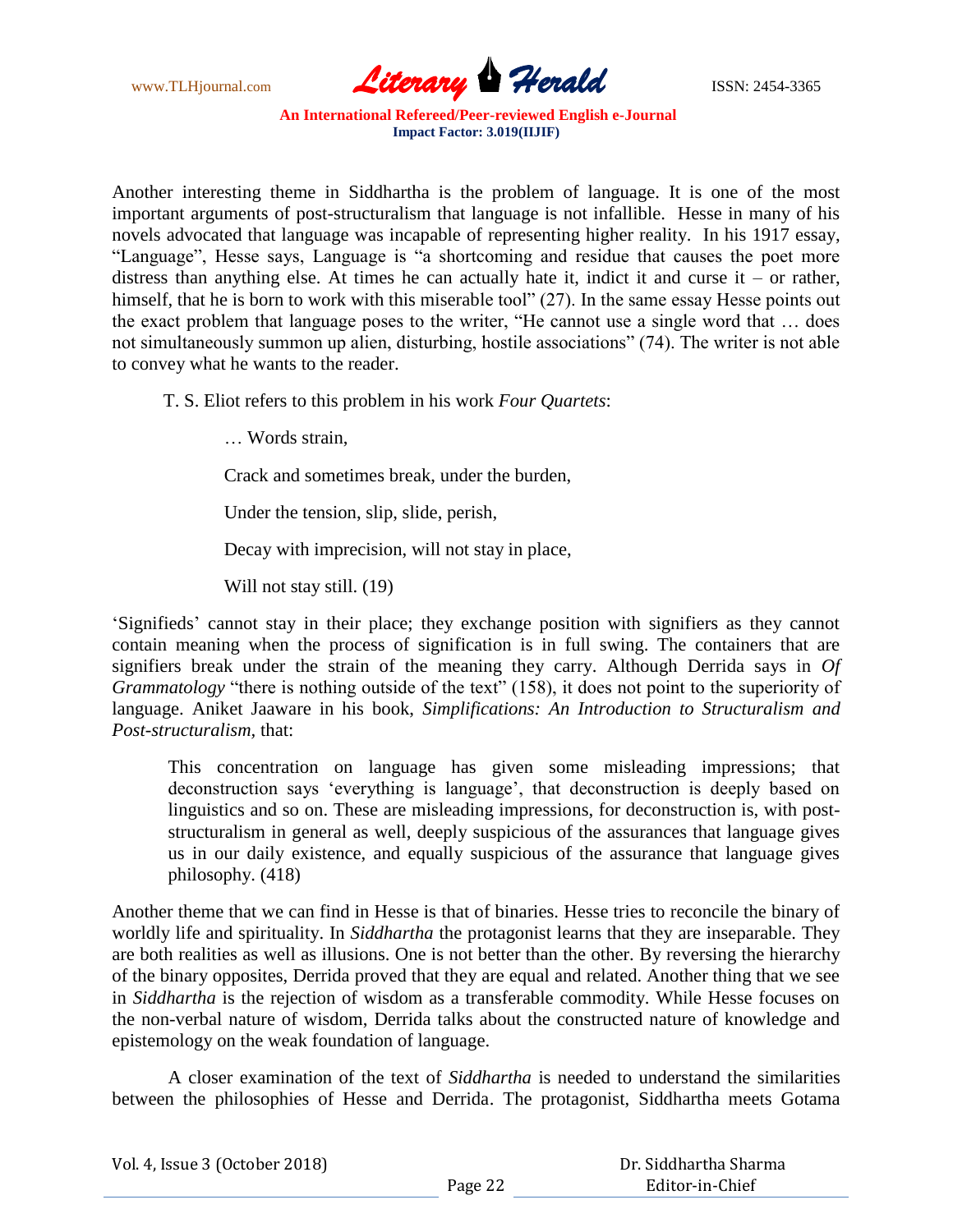Another interesting theme in Siddhartha is the problem of language. It is one of the most important arguments of post-structuralism that language is not infallible. Hesse in many of his novels advocated that language was incapable of representing higher reality. In his 1917 essay, "Language", Hesse says, Language is "a shortcoming and residue that causes the poet more distress than anything else. At times he can actually hate it, indict it and curse it – or rather, himself, that he is born to work with this miserable tool" (27). In the same essay Hesse points out the exact problem that language poses to the writer, "He cannot use a single word that … does not simultaneously summon up alien, disturbing, hostile associations" (74). The writer is not able to convey what he wants to the reader.

T. S. Eliot refers to this problem in his work *Four Quartets*:

> … Words strain,
>
> Crack and sometimes break, under the burden,
>
> Under the tension, slip, slide, perish,
>
> Decay with imprecision, will not stay in place,
>
> Will not stay still. (19)

'Signifieds' cannot stay in their place; they exchange position with signifiers as they cannot contain meaning when the process of signification is in full swing. The containers that are signifiers break under the strain of the meaning they carry. Although Derrida says in *Of Grammatology* "there is nothing outside of the text" (158), it does not point to the superiority of language. Aniket Jaaware in his book, *Simplifications: An Introduction to Structuralism and Post-structuralism,* that:

> This concentration on language has given some misleading impressions; that deconstruction says 'everything is language', that deconstruction is deeply based on linguistics and so on. These are misleading impressions, for deconstruction is, with post-structuralism in general as well, deeply suspicious of the assurances that language gives us in our daily existence, and equally suspicious of the assurance that language gives philosophy. (418)

Another theme that we can find in Hesse is that of binaries. Hesse tries to reconcile the binary of worldly life and spirituality. In *Siddhartha* the protagonist learns that they are inseparable. They are both realities as well as illusions. One is not better than the other. By reversing the hierarchy of the binary opposites, Derrida proved that they are equal and related. Another thing that we see in *Siddhartha* is the rejection of wisdom as a transferable commodity. While Hesse focuses on the non-verbal nature of wisdom, Derrida talks about the constructed nature of knowledge and epistemology on the weak foundation of language.

A closer examination of the text of *Siddhartha* is needed to understand the similarities between the philosophies of Hesse and Derrida. The protagonist, Siddhartha meets Gotama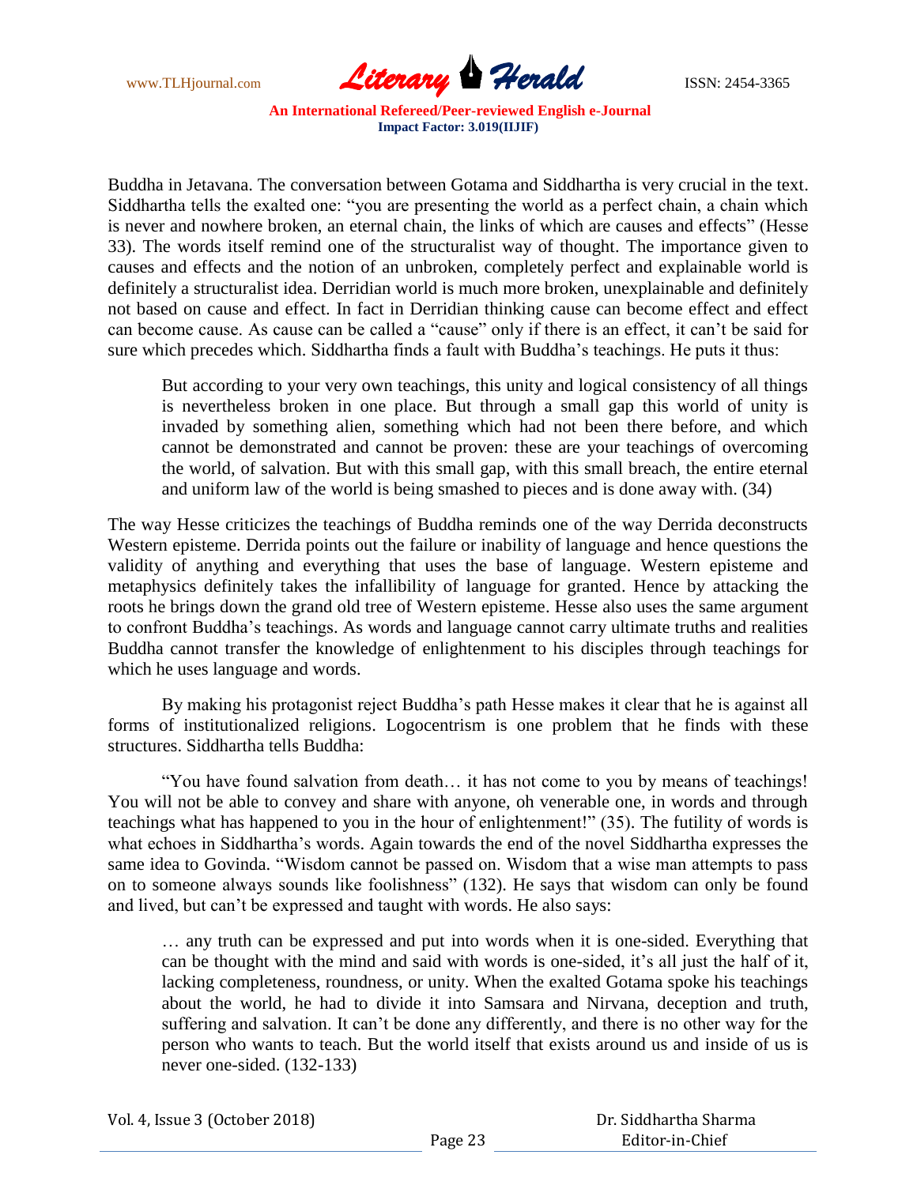Buddha in Jetavana. The conversation between Gotama and Siddhartha is very crucial in the text. Siddhartha tells the exalted one: "you are presenting the world as a perfect chain, a chain which is never and nowhere broken, an eternal chain, the links of which are causes and effects" (Hesse 33). The words itself remind one of the structuralist way of thought. The importance given to causes and effects and the notion of an unbroken, completely perfect and explainable world is definitely a structuralist idea. Derridian world is much more broken, unexplainable and definitely not based on cause and effect. In fact in Derridian thinking cause can become effect and effect can become cause. As cause can be called a "cause" only if there is an effect, it can't be said for sure which precedes which. Siddhartha finds a fault with Buddha's teachings. He puts it thus:

> But according to your very own teachings, this unity and logical consistency of all things is nevertheless broken in one place. But through a small gap this world of unity is invaded by something alien, something which had not been there before, and which cannot be demonstrated and cannot be proven: these are your teachings of overcoming the world, of salvation. But with this small gap, with this small breach, the entire eternal and uniform law of the world is being smashed to pieces and is done away with. (34)

The way Hesse criticizes the teachings of Buddha reminds one of the way Derrida deconstructs Western episteme. Derrida points out the failure or inability of language and hence questions the validity of anything and everything that uses the base of language. Western episteme and metaphysics definitely takes the infallibility of language for granted. Hence by attacking the roots he brings down the grand old tree of Western episteme. Hesse also uses the same argument to confront Buddha's teachings. As words and language cannot carry ultimate truths and realities Buddha cannot transfer the knowledge of enlightenment to his disciples through teachings for which he uses language and words.

By making his protagonist reject Buddha's path Hesse makes it clear that he is against all forms of institutionalized religions. Logocentrism is one problem that he finds with these structures. Siddhartha tells Buddha:

"You have found salvation from death… it has not come to you by means of teachings! You will not be able to convey and share with anyone, oh venerable one, in words and through teachings what has happened to you in the hour of enlightenment!" (35). The futility of words is what echoes in Siddhartha's words. Again towards the end of the novel Siddhartha expresses the same idea to Govinda. "Wisdom cannot be passed on. Wisdom that a wise man attempts to pass on to someone always sounds like foolishness" (132). He says that wisdom can only be found and lived, but can't be expressed and taught with words. He also says:

> … any truth can be expressed and put into words when it is one-sided. Everything that can be thought with the mind and said with words is one-sided, it's all just the half of it, lacking completeness, roundness, or unity. When the exalted Gotama spoke his teachings about the world, he had to divide it into Samsara and Nirvana, deception and truth, suffering and salvation. It can't be done any differently, and there is no other way for the person who wants to teach. But the world itself that exists around us and inside of us is never one-sided. (132-133)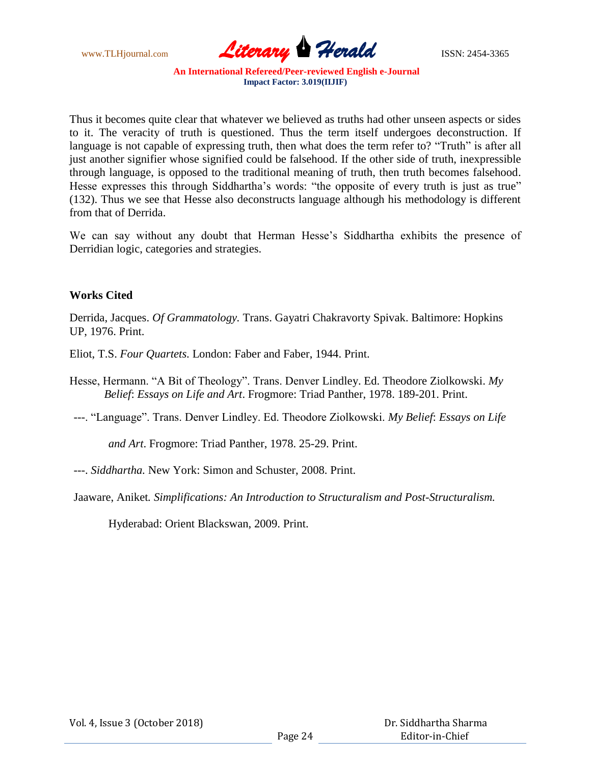Thus it becomes quite clear that whatever we believed as truths had other unseen aspects or sides to it. The veracity of truth is questioned. Thus the term itself undergoes deconstruction. If language is not capable of expressing truth, then what does the term refer to? "Truth" is after all just another signifier whose signified could be falsehood. If the other side of truth, inexpressible through language, is opposed to the traditional meaning of truth, then truth becomes falsehood. Hesse expresses this through Siddhartha's words: "the opposite of every truth is just as true" (132). Thus we see that Hesse also deconstructs language although his methodology is different from that of Derrida.

We can say without any doubt that Herman Hesse's Siddhartha exhibits the presence of Derridian logic, categories and strategies.

**Works Cited**

Derrida, Jacques. *Of Grammatology.* Trans. Gayatri Chakravorty Spivak. Baltimore: Hopkins UP, 1976. Print.

Eliot, T.S. *Four Quartets.* London: Faber and Faber, 1944. Print.

Hesse, Hermann. "A Bit of Theology". Trans. Denver Lindley. Ed. Theodore Ziolkowski. *My Belief*: *Essays on Life and Art*. Frogmore: Triad Panther, 1978. 189-201. Print.

---. "Language". Trans. Denver Lindley. Ed. Theodore Ziolkowski. *My Belief*: *Essays on Life and Art*. Frogmore: Triad Panther, 1978. 25-29. Print.

---. *Siddhartha.* New York: Simon and Schuster, 2008. Print.

Jaaware, Aniket*. Simplifications: An Introduction to Structuralism and Post-Structuralism.* Hyderabad: Orient Blackswan, 2009. Print.